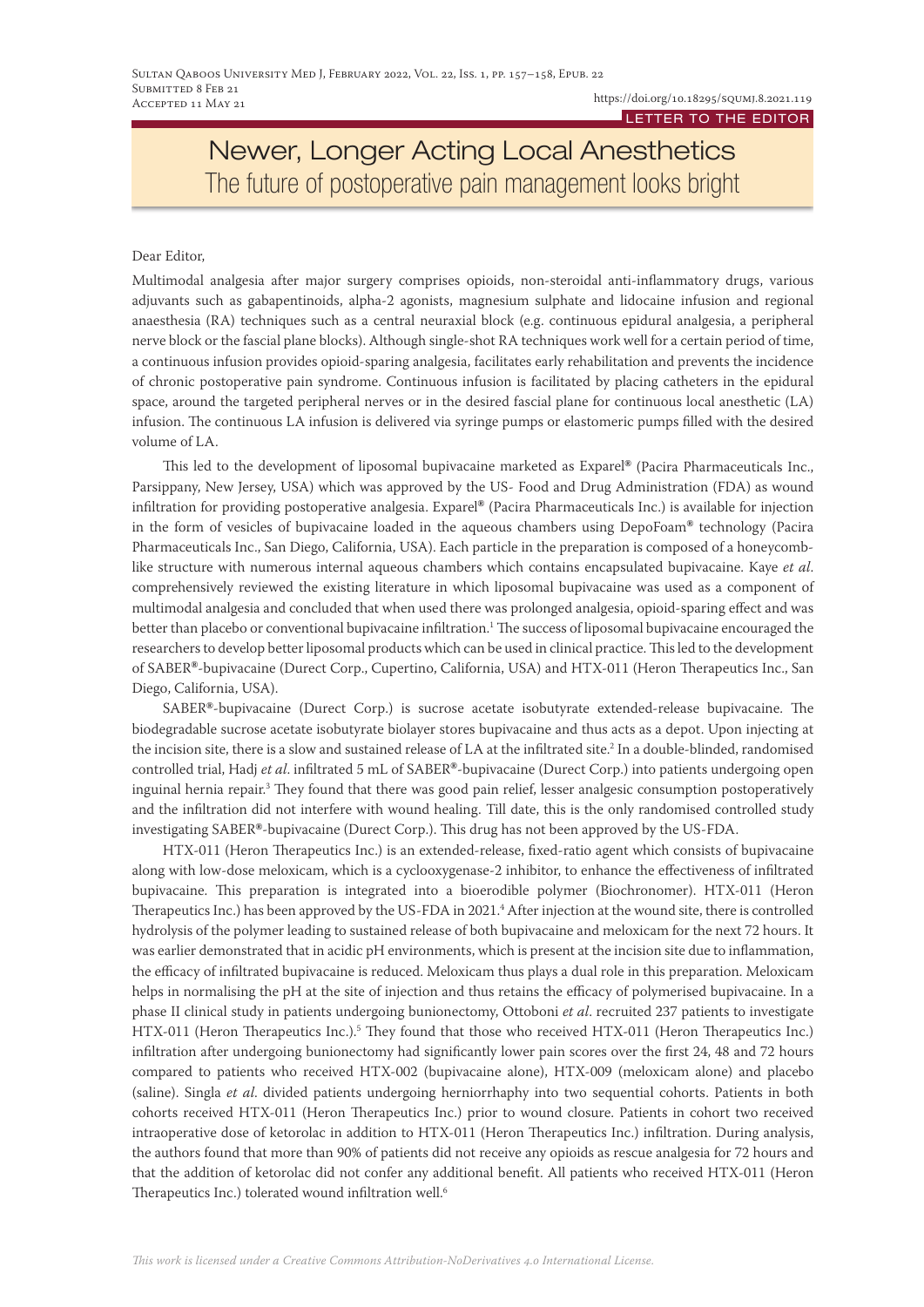LETTER TO THE EDITOR

# Newer, Longer Acting Local Anesthetics

## The future of postoperative pain management looks bright

Dear Editor,

Multimodal analgesia after major surgery comprises opioids, non-steroidal anti-inflammatory drugs, various adjuvants such as gabapentinoids, alpha-2 agonists, magnesium sulphate and lidocaine infusion and regional anaesthesia (RA) techniques such as a central neuraxial block (e.g. continuous epidural analgesia, a peripheral nerve block or the fascial plane blocks). Although single-shot RA techniques work well for a certain period of time, a continuous infusion provides opioid-sparing analgesia, facilitates early rehabilitation and prevents the incidence of chronic postoperative pain syndrome. Continuous infusion is facilitated by placing catheters in the epidural space, around the targeted peripheral nerves or in the desired fascial plane for continuous local anesthetic (LA) infusion. The continuous LA infusion is delivered via syringe pumps or elastomeric pumps filled with the desired volume of LA.

This led to the development of liposomal bupivacaine marketed as Exparel® (Pacira Pharmaceuticals Inc., Parsippany, New Jersey, USA) which was approved by the US- Food and Drug Administration (FDA) as wound infiltration for providing postoperative analgesia. Exparel® (Pacira Pharmaceuticals Inc.) is available for injection in the form of vesicles of bupivacaine loaded in the aqueous chambers using DepoFoam® technology (Pacira Pharmaceuticals Inc., San Diego, California, USA). Each particle in the preparation is composed of a honeycomb-like structure with numerous internal aqueous chambers which contains encapsulated bupivacaine. Kaye *et al.* comprehensively reviewed the existing literature in which liposomal bupivacaine was used as a component of multimodal analgesia and concluded that when used there was prolonged analgesia, opioid-sparing effect and was better than placebo or conventional bupivacaine infiltration.[1] The success of liposomal bupivacaine encouraged the researchers to develop better liposomal products which can be used in clinical practice. This led to the development of SABER®-bupivacaine (Durect Corp., Cupertino, California, USA) and HTX-011 (Heron Therapeutics Inc., San Diego, California, USA).

SABER®-bupivacaine (Durect Corp.) is sucrose acetate isobutyrate extended-release bupivacaine. The biodegradable sucrose acetate isobutyrate biolayer stores bupivacaine and thus acts as a depot. Upon injecting at the incision site, there is a slow and sustained release of LA at the infiltrated site.[2] In a double-blinded, randomised controlled trial, Hadj *et al.* infiltrated 5 mL of SABER®-bupivacaine (Durect Corp.) into patients undergoing open inguinal hernia repair.[3] They found that there was good pain relief, lesser analgesic consumption postoperatively and the infiltration did not interfere with wound healing. Till date, this is the only randomised controlled study investigating SABER®-bupivacaine (Durect Corp.). This drug has not been approved by the US-FDA.

HTX-011 (Heron Therapeutics Inc.) is an extended-release, fixed-ratio agent which consists of bupivacaine along with low-dose meloxicam, which is a cyclooxygenase-2 inhibitor, to enhance the effectiveness of infiltrated bupivacaine. This preparation is integrated into a bioerodible polymer (Biochronomer). HTX-011 (Heron Therapeutics Inc.) has been approved by the US-FDA in 2021.[4] After injection at the wound site, there is controlled hydrolysis of the polymer leading to sustained release of both bupivacaine and meloxicam for the next 72 hours. It was earlier demonstrated that in acidic pH environments, which is present at the incision site due to inflammation, the efficacy of infiltrated bupivacaine is reduced. Meloxicam thus plays a dual role in this preparation. Meloxicam helps in normalising the pH at the site of injection and thus retains the efficacy of polymerised bupivacaine. In a phase II clinical study in patients undergoing bunionectomy, Ottoboni *et al.* recruited 237 patients to investigate HTX-011 (Heron Therapeutics Inc.).[5] They found that those who received HTX-011 (Heron Therapeutics Inc.) infiltration after undergoing bunionectomy had significantly lower pain scores over the first 24, 48 and 72 hours compared to patients who received HTX-002 (bupivacaine alone), HTX-009 (meloxicam alone) and placebo (saline). Singla *et al.* divided patients undergoing herniorrhaphy into two sequential cohorts. Patients in both cohorts received HTX-011 (Heron Therapeutics Inc.) prior to wound closure. Patients in cohort two received intraoperative dose of ketorolac in addition to HTX-011 (Heron Therapeutics Inc.) infiltration. During analysis, the authors found that more than 90% of patients did not receive any opioids as rescue analgesia for 72 hours and that the addition of ketorolac did not confer any additional benefit. All patients who received HTX-011 (Heron Therapeutics Inc.) tolerated wound infiltration well.[6]

*This work is licensed under a Creative Commons Attribution-NoDerivatives 4.0 International License.*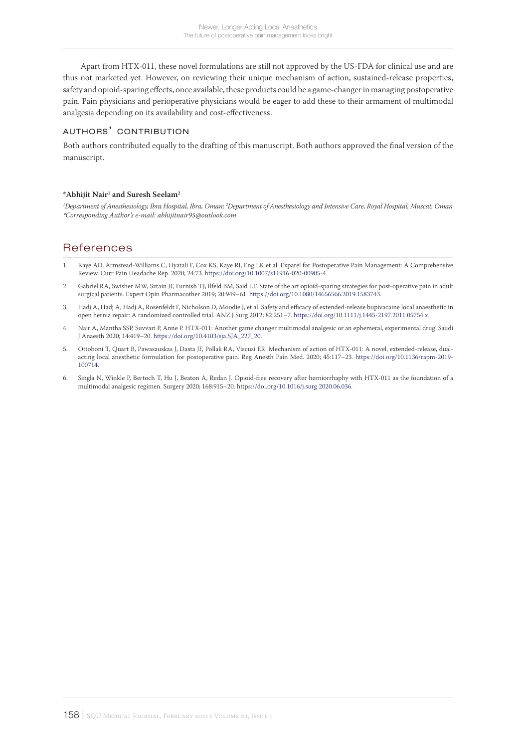Apart from HTX-011, these novel formulations are still not approved by the US-FDA for clinical use and are thus not marketed yet. However, on reviewing their unique mechanism of action, sustained-release properties, safety and opioid-sparing effects, once available, these products could be a game-changer in managing postoperative pain. Pain physicians and perioperative physicians would be eager to add these to their armament of multimodal analgesia depending on its availability and cost-effectiveness.

## Authors' Contribution

Both authors contributed equally to the drafting of this manuscript. Both authors approved the final version of the manuscript.

**\*Abhijit Nair[1] and Suresh Seelam[2]**

*[1]Department of Anesthesiology, Ibra Hospital, Ibra, Oman; [2]Department of Anesthesiology and Intensive Care, Royal Hospital, Muscat, Oman*
*\*Corresponding Author's e-mail: abhijitnair95@outlook.com*

# References

1. Kaye AD, Armstead-Williams C, Hyatali F, Cox KS, Kaye RJ, Eng LK et al. Exparel for Postoperative Pain Management: A Comprehensive Review. Curr Pain Headache Rep. 2020; 24:73. https://doi.org/10.1007/s11916-020-00905-4.
2. Gabriel RA, Swisher MW, Sztain JF, Furnish TJ, Ilfeld BM, Said ET. State of the art opioid-sparing strategies for post-operative pain in adult surgical patients. Expert Opin Pharmacother 2019; 20:949–61. https://doi.org/10.1080/14656566.2019.1583743.
3. Hadj A, Hadj A, Hadj A, Rosenfeldt F, Nicholson D, Moodie J, et al. Safety and efficacy of extended-release bupivacaine local anaesthetic in open hernia repair: A randomized controlled trial. ANZ J Surg 2012; 82:251–7. https://doi.org/10.1111/j.1445-2197.2011.05754.x.
4. Nair A, Mantha SSP, Suvvari P, Anne P. HTX-011: Another game changer multimodal analgesic or an ephemeral, experimental drug! Saudi J Anaesth 2020; 14:419–20. https://doi.org/10.4103/sja.SJA_227_20.
5. Ottoboni T, Quart B, Pawasauskas J, Dasta JF, Pollak RA, Viscusi ER. Mechanism of action of HTX-011: A novel, extended-release, dual-acting local anesthetic formulation for postoperative pain. Reg Anesth Pain Med. 2020; 45:117–23. https://doi.org/10.1136/rapm-2019-100714.
6. Singla N, Winkle P, Bertoch T, Hu J, Beaton A, Redan J. Opioid-free recovery after herniorrhaphy with HTX-011 as the foundation of a multimodal analgesic regimen. Surgery 2020; 168:915–20. https://doi.org/10.1016/j.surg.2020.06.036.